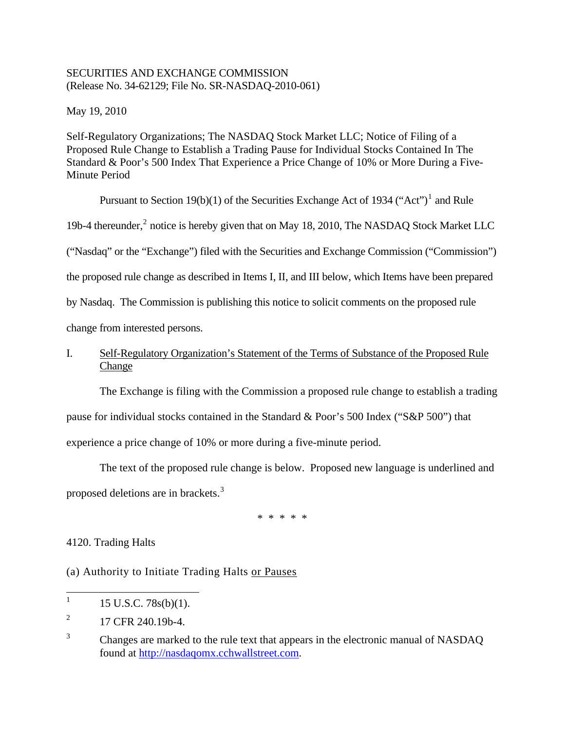SECURITIES AND EXCHANGE COMMISSION
(Release No. 34-62129; File No. SR-NASDAQ-2010-061)

May 19, 2010

Self-Regulatory Organizations; The NASDAQ Stock Market LLC; Notice of Filing of a Proposed Rule Change to Establish a Trading Pause for Individual Stocks Contained In The Standard & Poor's 500 Index That Experience a Price Change of 10% or More During a Five-Minute Period

Pursuant to Section 19(b)(1) of the Securities Exchange Act of 1934 ("Act")[1] and Rule 19b-4 thereunder,[2] notice is hereby given that on May 18, 2010, The NASDAQ Stock Market LLC ("Nasdaq" or the "Exchange") filed with the Securities and Exchange Commission ("Commission") the proposed rule change as described in Items I, II, and III below, which Items have been prepared by Nasdaq. The Commission is publishing this notice to solicit comments on the proposed rule change from interested persons.

I. Self-Regulatory Organization's Statement of the Terms of Substance of the Proposed Rule Change

The Exchange is filing with the Commission a proposed rule change to establish a trading pause for individual stocks contained in the Standard & Poor's 500 Index ("S&P 500") that experience a price change of 10% or more during a five-minute period.

The text of the proposed rule change is below. Proposed new language is underlined and proposed deletions are in brackets.[3]

\* \* \* \* \*

4120. Trading Halts

(a) Authority to Initiate Trading Halts <u>or Pauses</u>

---

[1] 15 U.S.C. 78s(b)(1).

[2] 17 CFR 240.19b-4.

[3] Changes are marked to the rule text that appears in the electronic manual of NASDAQ found at http://nasdaqomx.cchwallstreet.com.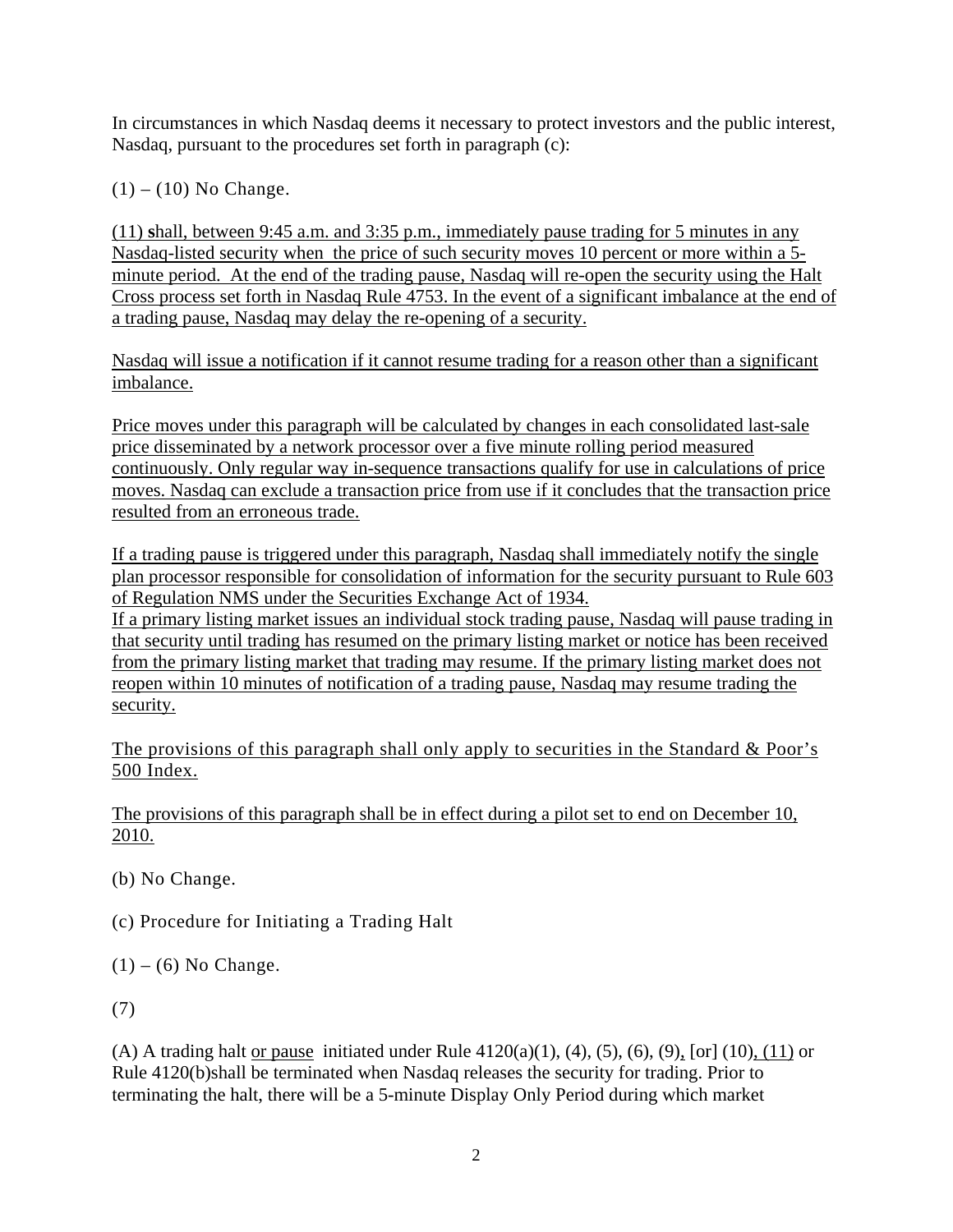In circumstances in which Nasdaq deems it necessary to protect investors and the public interest, Nasdaq, pursuant to the procedures set forth in paragraph (c):

(1) – (10) No Change.

<u>(11) **s**hall, between 9:45 a.m. and 3:35 p.m., immediately pause trading for 5 minutes in any Nasdaq-listed security when the price of such security moves 10 percent or more within a 5-minute period. At the end of the trading pause, Nasdaq will re-open the security using the Halt Cross process set forth in Nasdaq Rule 4753. In the event of a significant imbalance at the end of a trading pause, Nasdaq may delay the re-opening of a security.</u>

<u>Nasdaq will issue a notification if it cannot resume trading for a reason other than a significant imbalance.</u>

<u>Price moves under this paragraph will be calculated by changes in each consolidated last-sale price disseminated by a network processor over a five minute rolling period measured continuously. Only regular way in-sequence transactions qualify for use in calculations of price moves. Nasdaq can exclude a transaction price from use if it concludes that the transaction price resulted from an erroneous trade.</u>

<u>If a trading pause is triggered under this paragraph, Nasdaq shall immediately notify the single plan processor responsible for consolidation of information for the security pursuant to Rule 603 of Regulation NMS under the Securities Exchange Act of 1934.</u>
<u>If a primary listing market issues an individual stock trading pause, Nasdaq will pause trading in that security until trading has resumed on the primary listing market or notice has been received from the primary listing market that trading may resume. If the primary listing market does not reopen within 10 minutes of notification of a trading pause, Nasdaq may resume trading the security.</u>

<u>The provisions of this paragraph shall only apply to securities in the Standard & Poor's 500 Index.</u>

<u>The provisions of this paragraph shall be in effect during a pilot set to end on December 10, 2010.</u>

(b) No Change.

(c) Procedure for Initiating a Trading Halt

(1) – (6) No Change.

(7)

(A) A trading halt <u>or pause</u> initiated under Rule 4120(a)(1), (4), (5), (6), (9)<u>,</u> [or] (10)<u>, (11)</u> or Rule 4120(b)shall be terminated when Nasdaq releases the security for trading. Prior to terminating the halt, there will be a 5-minute Display Only Period during which market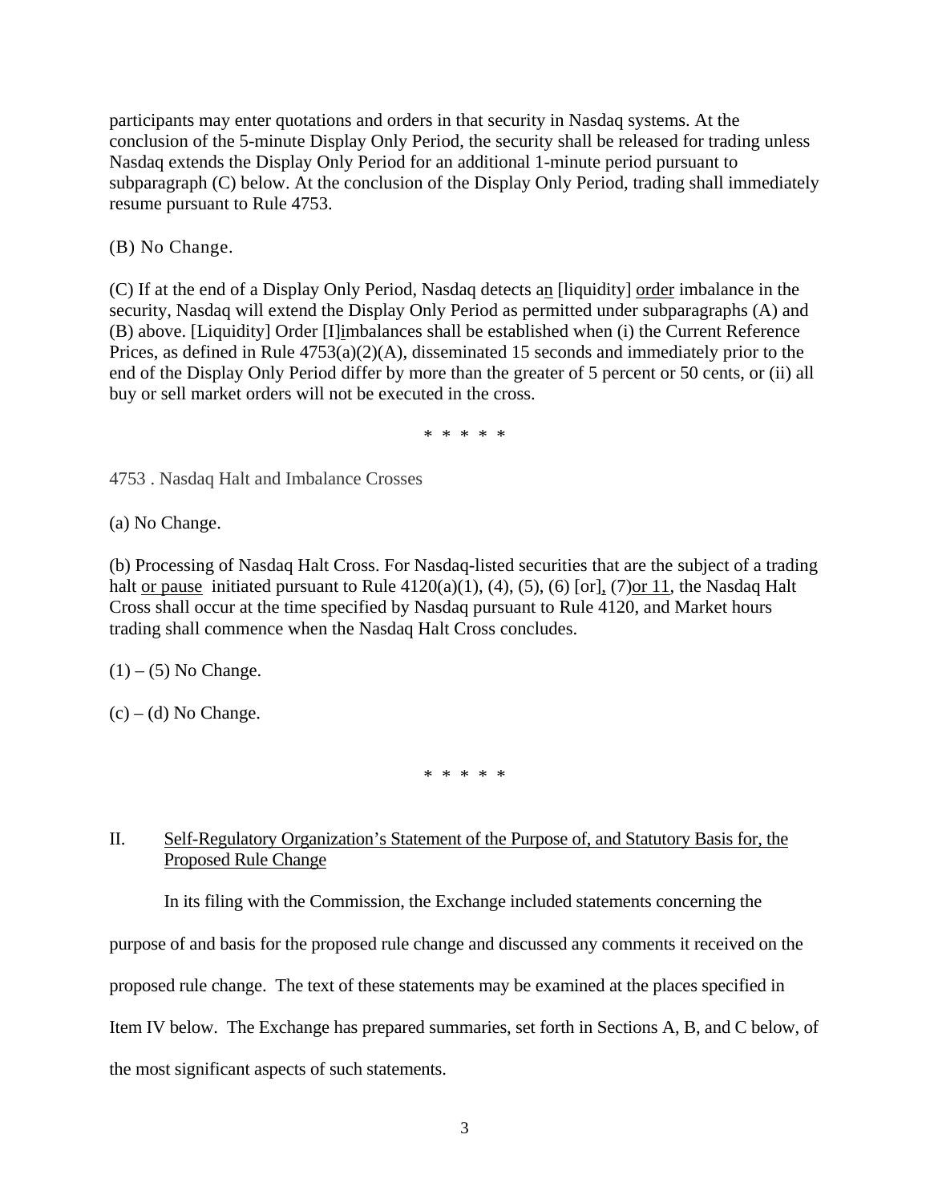participants may enter quotations and orders in that security in Nasdaq systems. At the conclusion of the 5-minute Display Only Period, the security shall be released for trading unless Nasdaq extends the Display Only Period for an additional 1-minute period pursuant to subparagraph (C) below. At the conclusion of the Display Only Period, trading shall immediately resume pursuant to Rule 4753.

(B) No Change.

(C) If at the end of a Display Only Period, Nasdaq detects an [liquidity] order imbalance in the security, Nasdaq will extend the Display Only Period as permitted under subparagraphs (A) and (B) above. [Liquidity] Order [I]imbalances shall be established when (i) the Current Reference Prices, as defined in Rule 4753(a)(2)(A), disseminated 15 seconds and immediately prior to the end of the Display Only Period differ by more than the greater of 5 percent or 50 cents, or (ii) all buy or sell market orders will not be executed in the cross.

\* \* \* \* \*

4753 . Nasdaq Halt and Imbalance Crosses

(a) No Change.

(b) Processing of Nasdaq Halt Cross. For Nasdaq-listed securities that are the subject of a trading halt or pause initiated pursuant to Rule 4120(a)(1), (4), (5), (6) [or], (7)or 11, the Nasdaq Halt Cross shall occur at the time specified by Nasdaq pursuant to Rule 4120, and Market hours trading shall commence when the Nasdaq Halt Cross concludes.

(1) – (5) No Change.

(c) – (d) No Change.

\* \* \* \* \*

## II. Self-Regulatory Organization's Statement of the Purpose of, and Statutory Basis for, the Proposed Rule Change

In its filing with the Commission, the Exchange included statements concerning the purpose of and basis for the proposed rule change and discussed any comments it received on the proposed rule change. The text of these statements may be examined at the places specified in Item IV below. The Exchange has prepared summaries, set forth in Sections A, B, and C below, of the most significant aspects of such statements.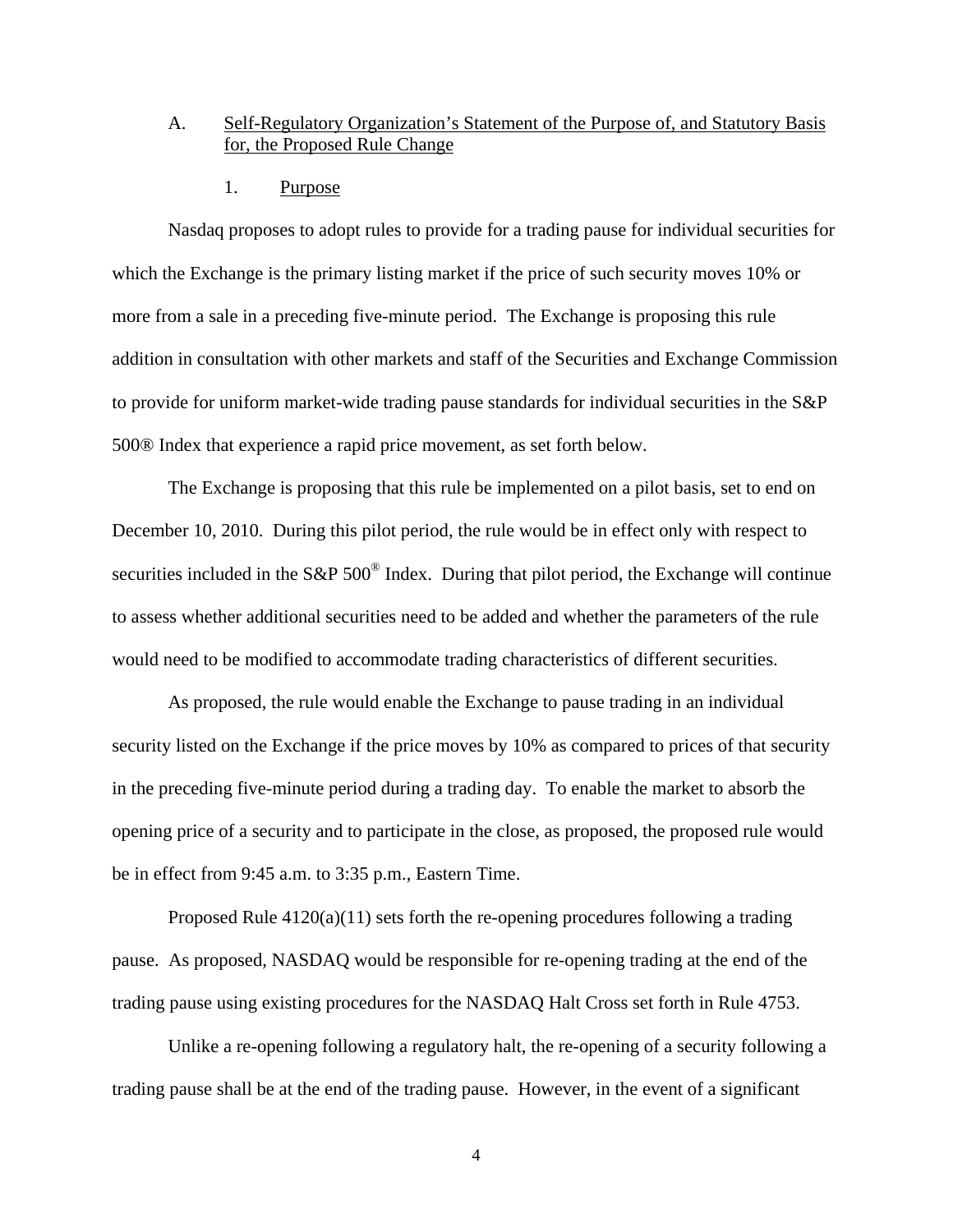A. Self-Regulatory Organization's Statement of the Purpose of, and Statutory Basis for, the Proposed Rule Change

1. Purpose

Nasdaq proposes to adopt rules to provide for a trading pause for individual securities for which the Exchange is the primary listing market if the price of such security moves 10% or more from a sale in a preceding five-minute period. The Exchange is proposing this rule addition in consultation with other markets and staff of the Securities and Exchange Commission to provide for uniform market-wide trading pause standards for individual securities in the S&P 500® Index that experience a rapid price movement, as set forth below.

The Exchange is proposing that this rule be implemented on a pilot basis, set to end on December 10, 2010. During this pilot period, the rule would be in effect only with respect to securities included in the S&P 500® Index. During that pilot period, the Exchange will continue to assess whether additional securities need to be added and whether the parameters of the rule would need to be modified to accommodate trading characteristics of different securities.

As proposed, the rule would enable the Exchange to pause trading in an individual security listed on the Exchange if the price moves by 10% as compared to prices of that security in the preceding five-minute period during a trading day. To enable the market to absorb the opening price of a security and to participate in the close, as proposed, the proposed rule would be in effect from 9:45 a.m. to 3:35 p.m., Eastern Time.

Proposed Rule 4120(a)(11) sets forth the re-opening procedures following a trading pause. As proposed, NASDAQ would be responsible for re-opening trading at the end of the trading pause using existing procedures for the NASDAQ Halt Cross set forth in Rule 4753.

Unlike a re-opening following a regulatory halt, the re-opening of a security following a trading pause shall be at the end of the trading pause. However, in the event of a significant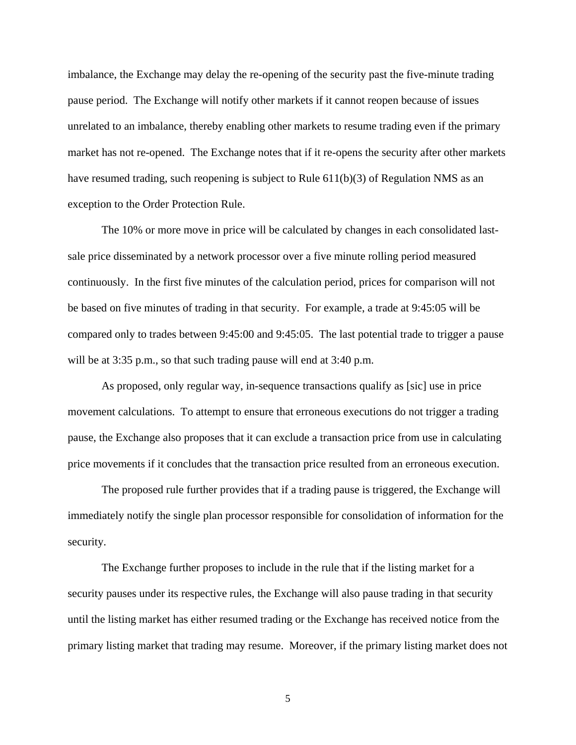imbalance, the Exchange may delay the re-opening of the security past the five-minute trading pause period. The Exchange will notify other markets if it cannot reopen because of issues unrelated to an imbalance, thereby enabling other markets to resume trading even if the primary market has not re-opened. The Exchange notes that if it re-opens the security after other markets have resumed trading, such reopening is subject to Rule 611(b)(3) of Regulation NMS as an exception to the Order Protection Rule.

The 10% or more move in price will be calculated by changes in each consolidated last-sale price disseminated by a network processor over a five minute rolling period measured continuously. In the first five minutes of the calculation period, prices for comparison will not be based on five minutes of trading in that security. For example, a trade at 9:45:05 will be compared only to trades between 9:45:00 and 9:45:05. The last potential trade to trigger a pause will be at 3:35 p.m., so that such trading pause will end at 3:40 p.m.

As proposed, only regular way, in-sequence transactions qualify as [sic] use in price movement calculations. To attempt to ensure that erroneous executions do not trigger a trading pause, the Exchange also proposes that it can exclude a transaction price from use in calculating price movements if it concludes that the transaction price resulted from an erroneous execution.

The proposed rule further provides that if a trading pause is triggered, the Exchange will immediately notify the single plan processor responsible for consolidation of information for the security.

The Exchange further proposes to include in the rule that if the listing market for a security pauses under its respective rules, the Exchange will also pause trading in that security until the listing market has either resumed trading or the Exchange has received notice from the primary listing market that trading may resume. Moreover, if the primary listing market does not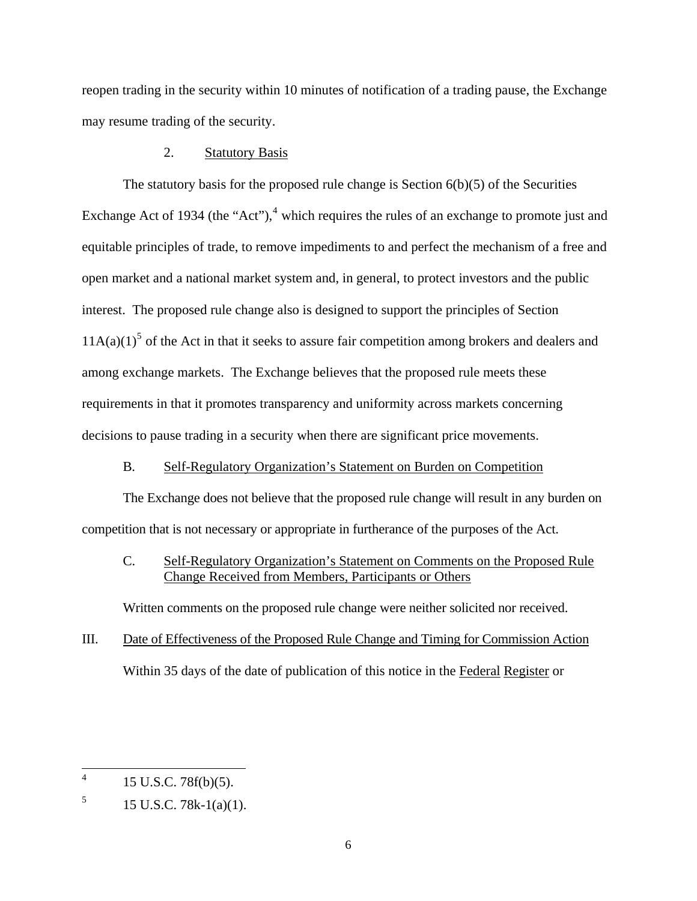reopen trading in the security within 10 minutes of notification of a trading pause, the Exchange may resume trading of the security.

2. Statutory Basis

The statutory basis for the proposed rule change is Section 6(b)(5) of the Securities Exchange Act of 1934 (the "Act"),[4] which requires the rules of an exchange to promote just and equitable principles of trade, to remove impediments to and perfect the mechanism of a free and open market and a national market system and, in general, to protect investors and the public interest. The proposed rule change also is designed to support the principles of Section 11A(a)(1)[5] of the Act in that it seeks to assure fair competition among brokers and dealers and among exchange markets. The Exchange believes that the proposed rule meets these requirements in that it promotes transparency and uniformity across markets concerning decisions to pause trading in a security when there are significant price movements.

B. Self-Regulatory Organization's Statement on Burden on Competition

The Exchange does not believe that the proposed rule change will result in any burden on competition that is not necessary or appropriate in furtherance of the purposes of the Act.

C. Self-Regulatory Organization's Statement on Comments on the Proposed Rule Change Received from Members, Participants or Others

Written comments on the proposed rule change were neither solicited nor received.

III. Date of Effectiveness of the Proposed Rule Change and Timing for Commission Action

Within 35 days of the date of publication of this notice in the Federal Register or

---

[4] 15 U.S.C. 78f(b)(5).

[5] 15 U.S.C. 78k-1(a)(1).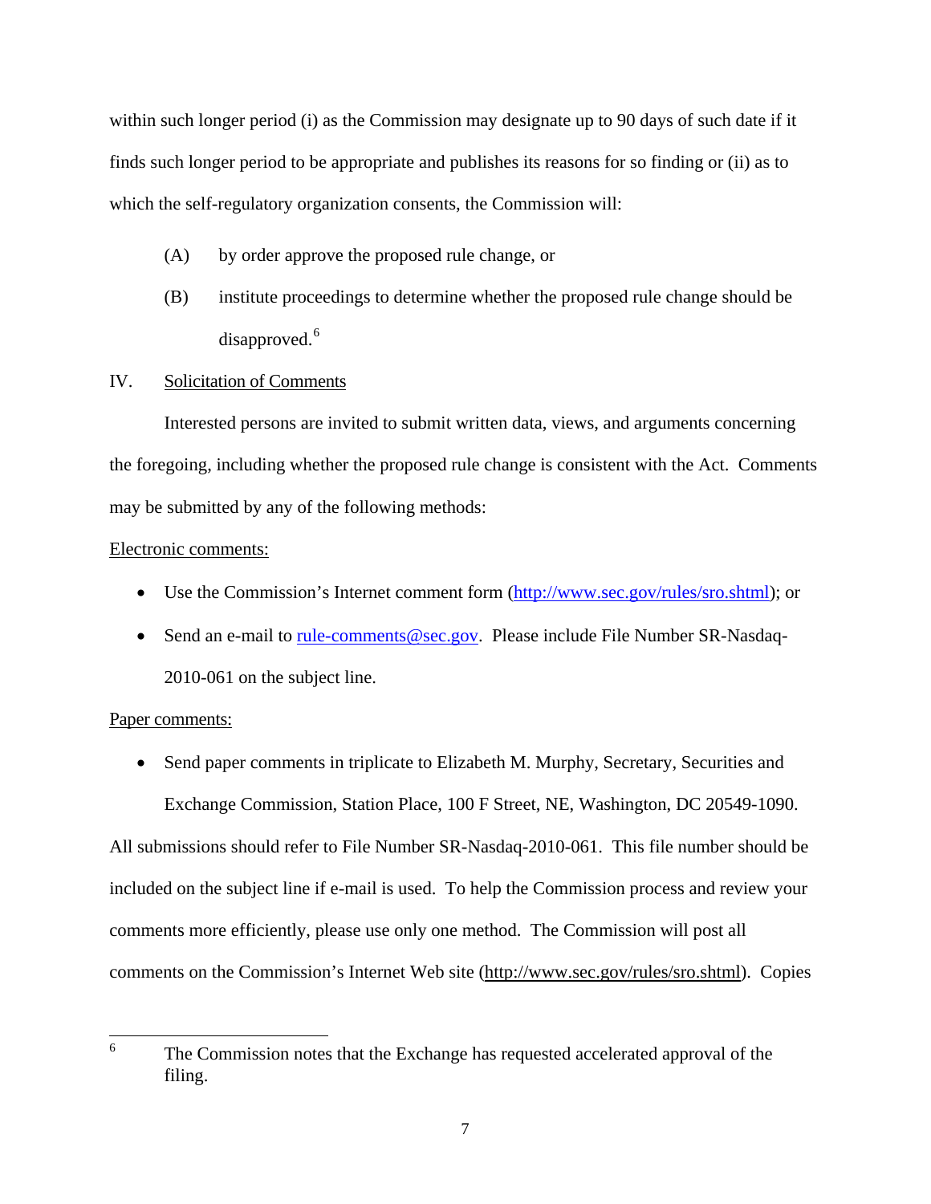within such longer period (i) as the Commission may designate up to 90 days of such date if it finds such longer period to be appropriate and publishes its reasons for so finding or (ii) as to which the self-regulatory organization consents, the Commission will:

(A) by order approve the proposed rule change, or

(B) institute proceedings to determine whether the proposed rule change should be disapproved.[6]

IV. Solicitation of Comments

Interested persons are invited to submit written data, views, and arguments concerning the foregoing, including whether the proposed rule change is consistent with the Act. Comments may be submitted by any of the following methods:

Electronic comments:

- Use the Commission's Internet comment form (http://www.sec.gov/rules/sro.shtml); or
- Send an e-mail to rule-comments@sec.gov. Please include File Number SR-Nasdaq-2010-061 on the subject line.

Paper comments:

- Send paper comments in triplicate to Elizabeth M. Murphy, Secretary, Securities and Exchange Commission, Station Place, 100 F Street, NE, Washington, DC 20549-1090.

All submissions should refer to File Number SR-Nasdaq-2010-061. This file number should be included on the subject line if e-mail is used. To help the Commission process and review your comments more efficiently, please use only one method. The Commission will post all comments on the Commission's Internet Web site (http://www.sec.gov/rules/sro.shtml). Copies

---

[6] The Commission notes that the Exchange has requested accelerated approval of the filing.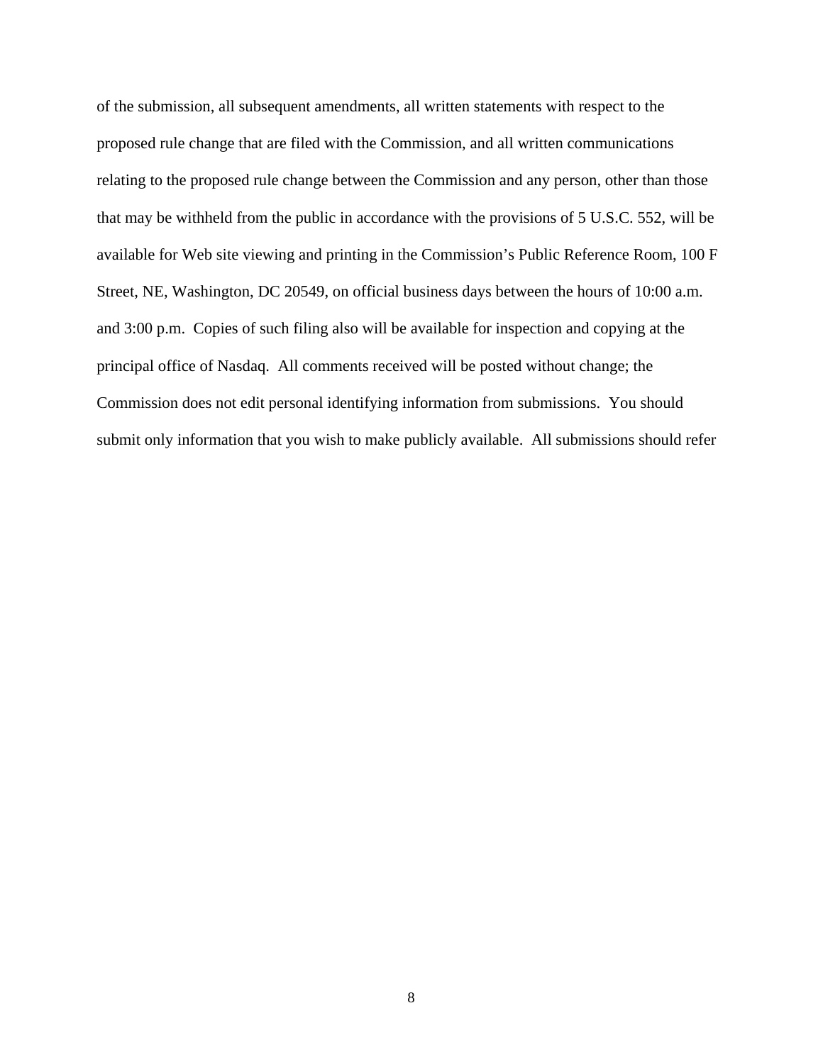of the submission, all subsequent amendments, all written statements with respect to the proposed rule change that are filed with the Commission, and all written communications relating to the proposed rule change between the Commission and any person, other than those that may be withheld from the public in accordance with the provisions of 5 U.S.C. 552, will be available for Web site viewing and printing in the Commission's Public Reference Room, 100 F Street, NE, Washington, DC 20549, on official business days between the hours of 10:00 a.m. and 3:00 p.m. Copies of such filing also will be available for inspection and copying at the principal office of Nasdaq. All comments received will be posted without change; the Commission does not edit personal identifying information from submissions. You should submit only information that you wish to make publicly available. All submissions should refer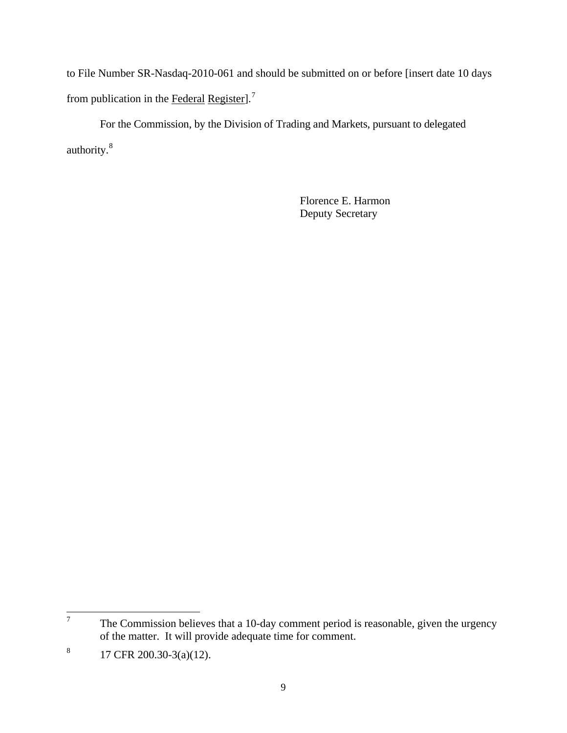to File Number SR-Nasdaq-2010-061 and should be submitted on or before [insert date 10 days from publication in the Federal Register].[7]

For the Commission, by the Division of Trading and Markets, pursuant to delegated authority.[8]

Florence E. Harmon
Deputy Secretary

---

[7] The Commission believes that a 10-day comment period is reasonable, given the urgency of the matter. It will provide adequate time for comment.

[8] 17 CFR 200.30-3(a)(12).